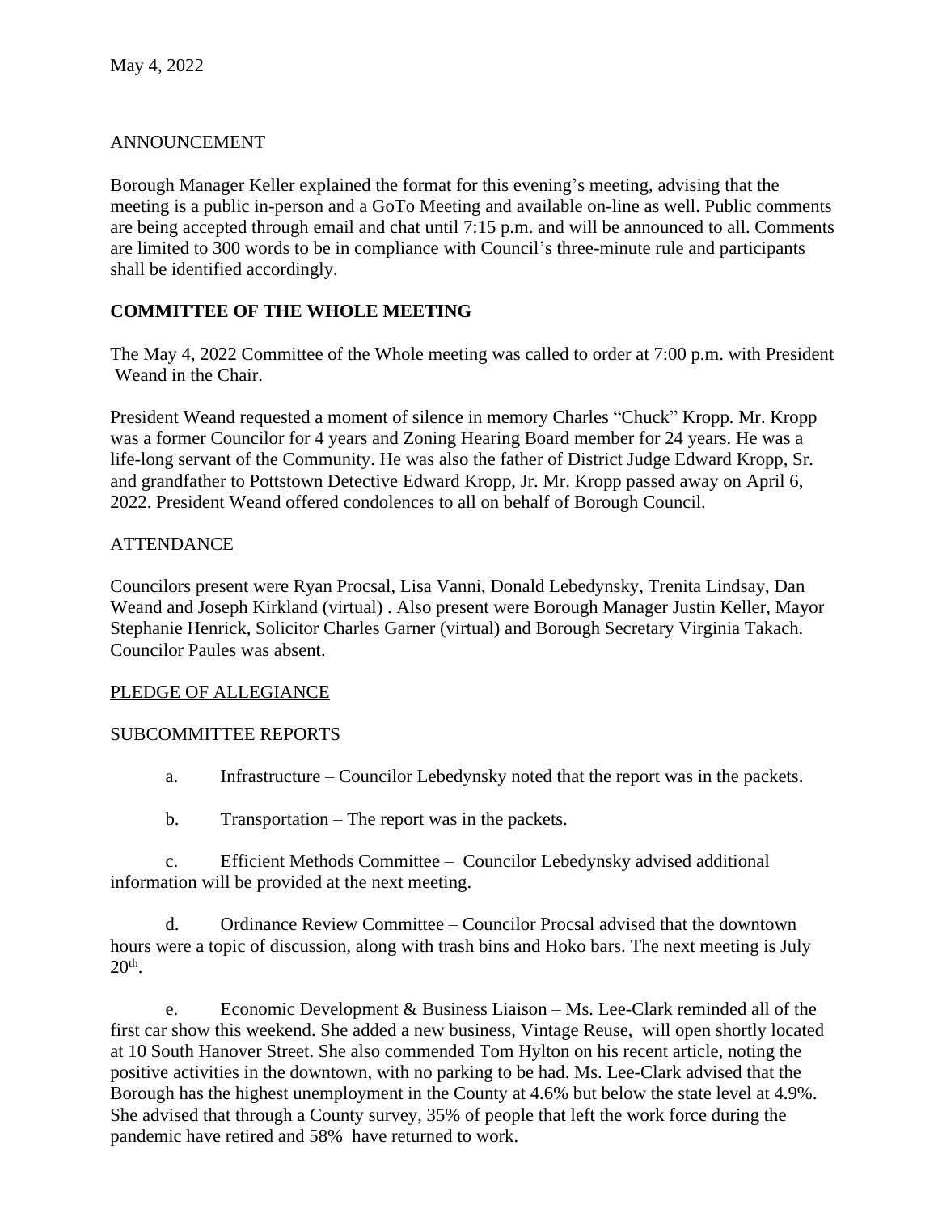May 4, 2022

ANNOUNCEMENT

Borough Manager Keller explained the format for this evening's meeting, advising that the meeting is a public in-person and a GoTo Meeting and available on-line as well. Public comments are being accepted through email and chat until 7:15 p.m. and will be announced to all. Comments are limited to 300 words to be in compliance with Council's three-minute rule and participants shall be identified accordingly.

**COMMITTEE OF THE WHOLE MEETING**

The May 4, 2022 Committee of the Whole meeting was called to order at 7:00 p.m. with President Weand in the Chair.

President Weand requested a moment of silence in memory Charles "Chuck" Kropp. Mr. Kropp was a former Councilor for 4 years and Zoning Hearing Board member for 24 years. He was a life-long servant of the Community. He was also the father of District Judge Edward Kropp, Sr. and grandfather to Pottstown Detective Edward Kropp, Jr. Mr. Kropp passed away on April 6, 2022. President Weand offered condolences to all on behalf of Borough Council.

ATTENDANCE

Councilors present were Ryan Procsal, Lisa Vanni, Donald Lebedynsky, Trenita Lindsay, Dan Weand and Joseph Kirkland (virtual) . Also present were Borough Manager Justin Keller, Mayor Stephanie Henrick, Solicitor Charles Garner (virtual) and Borough Secretary Virginia Takach. Councilor Paules was absent.

PLEDGE OF ALLEGIANCE

SUBCOMMITTEE REPORTS

a. Infrastructure – Councilor Lebedynsky noted that the report was in the packets.

b. Transportation – The report was in the packets.

c. Efficient Methods Committee – Councilor Lebedynsky advised additional information will be provided at the next meeting.

d. Ordinance Review Committee – Councilor Procsal advised that the downtown hours were a topic of discussion, along with trash bins and Hoko bars. The next meeting is July 20th.

e. Economic Development & Business Liaison – Ms. Lee-Clark reminded all of the first car show this weekend. She added a new business, Vintage Reuse, will open shortly located at 10 South Hanover Street. She also commended Tom Hylton on his recent article, noting the positive activities in the downtown, with no parking to be had. Ms. Lee-Clark advised that the Borough has the highest unemployment in the County at 4.6% but below the state level at 4.9%. She advised that through a County survey, 35% of people that left the work force during the pandemic have retired and 58% have returned to work.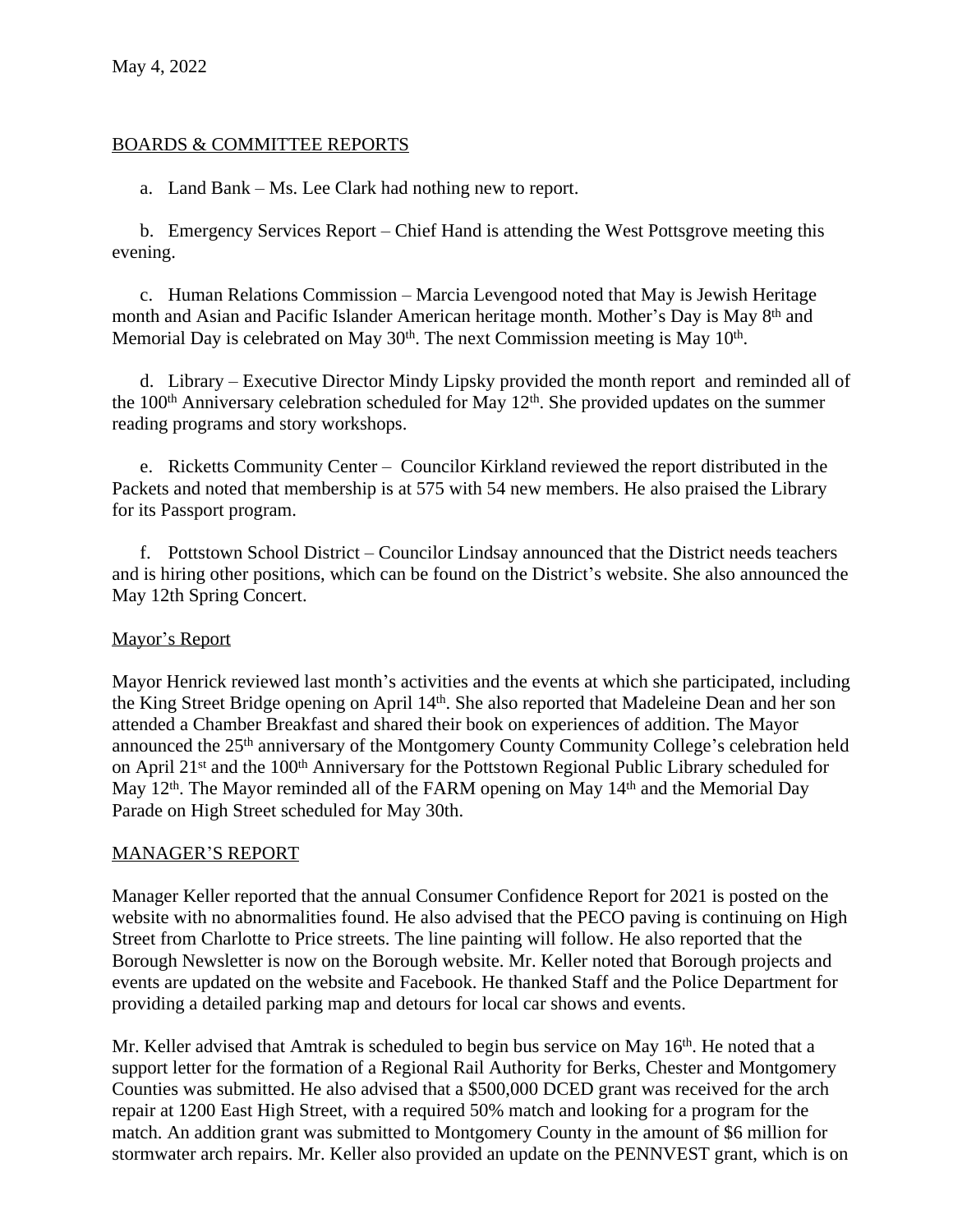May 4, 2022

## BOARDS & COMMITTEE REPORTS

a. Land Bank – Ms. Lee Clark had nothing new to report.

b. Emergency Services Report – Chief Hand is attending the West Pottsgrove meeting this evening.

c. Human Relations Commission – Marcia Levengood noted that May is Jewish Heritage month and Asian and Pacific Islander American heritage month. Mother's Day is May 8th and Memorial Day is celebrated on May 30th. The next Commission meeting is May 10th.

d. Library – Executive Director Mindy Lipsky provided the month report and reminded all of the 100th Anniversary celebration scheduled for May 12th. She provided updates on the summer reading programs and story workshops.

e. Ricketts Community Center – Councilor Kirkland reviewed the report distributed in the Packets and noted that membership is at 575 with 54 new members. He also praised the Library for its Passport program.

f. Pottstown School District – Councilor Lindsay announced that the District needs teachers and is hiring other positions, which can be found on the District's website. She also announced the May 12th Spring Concert.

## Mayor's Report

Mayor Henrick reviewed last month's activities and the events at which she participated, including the King Street Bridge opening on April 14th. She also reported that Madeleine Dean and her son attended a Chamber Breakfast and shared their book on experiences of addition. The Mayor announced the 25th anniversary of the Montgomery County Community College's celebration held on April 21st and the 100th Anniversary for the Pottstown Regional Public Library scheduled for May 12th. The Mayor reminded all of the FARM opening on May 14th and the Memorial Day Parade on High Street scheduled for May 30th.

## MANAGER'S REPORT

Manager Keller reported that the annual Consumer Confidence Report for 2021 is posted on the website with no abnormalities found. He also advised that the PECO paving is continuing on High Street from Charlotte to Price streets. The line painting will follow. He also reported that the Borough Newsletter is now on the Borough website. Mr. Keller noted that Borough projects and events are updated on the website and Facebook. He thanked Staff and the Police Department for providing a detailed parking map and detours for local car shows and events.

Mr. Keller advised that Amtrak is scheduled to begin bus service on May 16th. He noted that a support letter for the formation of a Regional Rail Authority for Berks, Chester and Montgomery Counties was submitted. He also advised that a $500,000 DCED grant was received for the arch repair at 1200 East High Street, with a required 50% match and looking for a program for the match. An addition grant was submitted to Montgomery County in the amount of $6 million for stormwater arch repairs. Mr. Keller also provided an update on the PENNVEST grant, which is on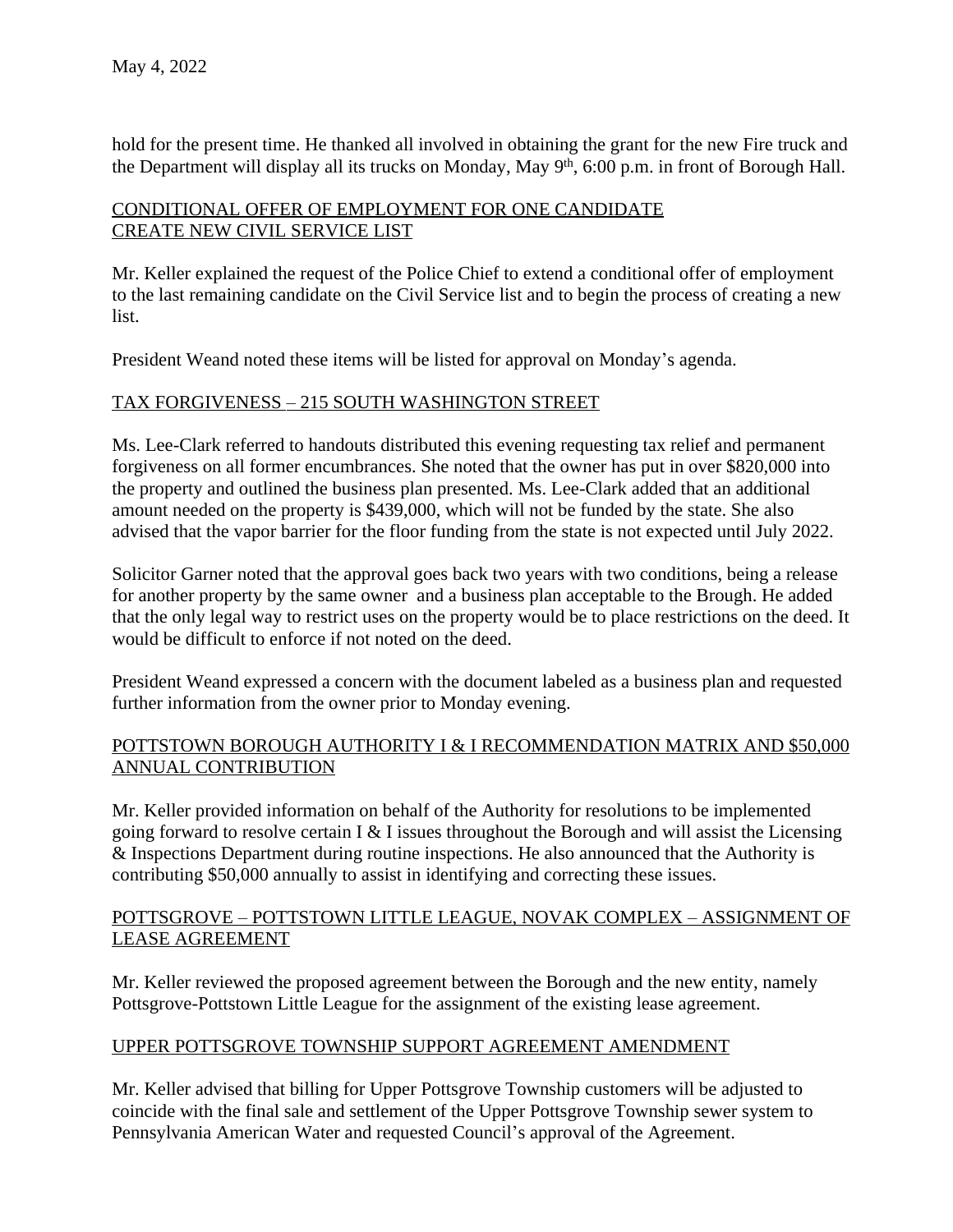hold for the present time. He thanked all involved in obtaining the grant for the new Fire truck and the Department will display all its trucks on Monday, May 9th, 6:00 p.m. in front of Borough Hall.

<u>CONDITIONAL OFFER OF EMPLOYMENT FOR ONE CANDIDATE</u>
<u>CREATE NEW CIVIL SERVICE LIST</u>

Mr. Keller explained the request of the Police Chief to extend a conditional offer of employment to the last remaining candidate on the Civil Service list and to begin the process of creating a new list.

President Weand noted these items will be listed for approval on Monday's agenda.

<u>TAX FORGIVENESS – 215 SOUTH WASHINGTON STREET</u>

Ms. Lee-Clark referred to handouts distributed this evening requesting tax relief and permanent forgiveness on all former encumbrances. She noted that the owner has put in over $820,000 into the property and outlined the business plan presented. Ms. Lee-Clark added that an additional amount needed on the property is $439,000, which will not be funded by the state. She also advised that the vapor barrier for the floor funding from the state is not expected until July 2022.

Solicitor Garner noted that the approval goes back two years with two conditions, being a release for another property by the same owner and a business plan acceptable to the Brough. He added that the only legal way to restrict uses on the property would be to place restrictions on the deed. It would be difficult to enforce if not noted on the deed.

President Weand expressed a concern with the document labeled as a business plan and requested further information from the owner prior to Monday evening.

<u>POTTSTOWN BOROUGH AUTHORITY I & I RECOMMENDATION MATRIX AND $50,000 ANNUAL CONTRIBUTION</u>

Mr. Keller provided information on behalf of the Authority for resolutions to be implemented going forward to resolve certain I & I issues throughout the Borough and will assist the Licensing & Inspections Department during routine inspections. He also announced that the Authority is contributing $50,000 annually to assist in identifying and correcting these issues.

<u>POTTSGROVE – POTTSTOWN LITTLE LEAGUE, NOVAK COMPLEX – ASSIGNMENT OF LEASE AGREEMENT</u>

Mr. Keller reviewed the proposed agreement between the Borough and the new entity, namely Pottsgrove-Pottstown Little League for the assignment of the existing lease agreement.

<u>UPPER POTTSGROVE TOWNSHIP SUPPORT AGREEMENT AMENDMENT</u>

Mr. Keller advised that billing for Upper Pottsgrove Township customers will be adjusted to coincide with the final sale and settlement of the Upper Pottsgrove Township sewer system to Pennsylvania American Water and requested Council's approval of the Agreement.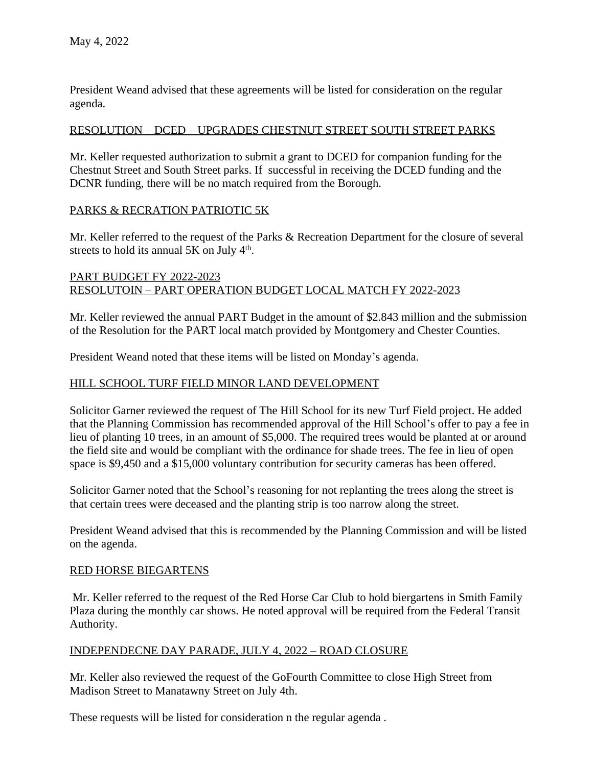May 4, 2022

President Weand advised that these agreements will be listed for consideration on the regular agenda.

RESOLUTION – DCED – UPGRADES CHESTNUT STREET SOUTH STREET PARKS

Mr. Keller requested authorization to submit a grant to DCED for companion funding for the Chestnut Street and South Street parks. If successful in receiving the DCED funding and the DCNR funding, there will be no match required from the Borough.

PARKS & RECRATION PATRIOTIC 5K

Mr. Keller referred to the request of the Parks & Recreation Department for the closure of several streets to hold its annual 5K on July 4th.

PART BUDGET FY 2022-2023
RESOLUTOIN – PART OPERATION BUDGET LOCAL MATCH FY 2022-2023

Mr. Keller reviewed the annual PART Budget in the amount of $2.843 million and the submission of the Resolution for the PART local match provided by Montgomery and Chester Counties.

President Weand noted that these items will be listed on Monday's agenda.

HILL SCHOOL TURF FIELD MINOR LAND DEVELOPMENT

Solicitor Garner reviewed the request of The Hill School for its new Turf Field project. He added that the Planning Commission has recommended approval of the Hill School's offer to pay a fee in lieu of planting 10 trees, in an amount of $5,000. The required trees would be planted at or around the field site and would be compliant with the ordinance for shade trees. The fee in lieu of open space is $9,450 and a $15,000 voluntary contribution for security cameras has been offered.

Solicitor Garner noted that the School's reasoning for not replanting the trees along the street is that certain trees were deceased and the planting strip is too narrow along the street.

President Weand advised that this is recommended by the Planning Commission and will be listed on the agenda.

RED HORSE BIEGARTENS

Mr. Keller referred to the request of the Red Horse Car Club to hold biergartens in Smith Family Plaza during the monthly car shows. He noted approval will be required from the Federal Transit Authority.

INDEPENDECNE DAY PARADE, JULY 4, 2022 – ROAD CLOSURE

Mr. Keller also reviewed the request of the GoFourth Committee to close High Street from Madison Street to Manatawny Street on July 4th.

These requests will be listed for consideration n the regular agenda .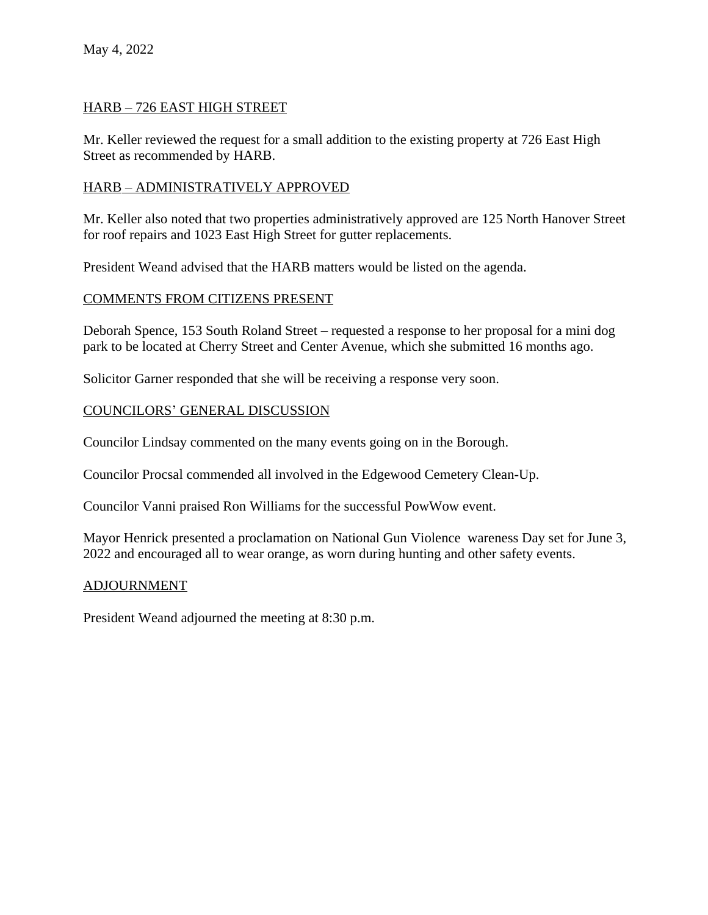May 4, 2022

HARB – 726 EAST HIGH STREET

Mr. Keller reviewed the request for a small addition to the existing property at 726 East High Street as recommended by HARB.

HARB – ADMINISTRATIVELY APPROVED

Mr. Keller also noted that two properties administratively approved are 125 North Hanover Street for roof repairs and 1023 East High Street for gutter replacements.

President Weand advised that the HARB matters would be listed on the agenda.

COMMENTS FROM CITIZENS PRESENT

Deborah Spence, 153 South Roland Street – requested a response to her proposal for a mini dog park to be located at Cherry Street and Center Avenue, which she submitted 16 months ago.

Solicitor Garner responded that she will be receiving a response very soon.

COUNCILORS' GENERAL DISCUSSION

Councilor Lindsay commented on the many events going on in the Borough.

Councilor Procsal commended all involved in the Edgewood Cemetery Clean-Up.

Councilor Vanni praised Ron Williams for the successful PowWow event.

Mayor Henrick presented a proclamation on National Gun Violence wareness Day set for June 3, 2022 and encouraged all to wear orange, as worn during hunting and other safety events.

ADJOURNMENT

President Weand adjourned the meeting at 8:30 p.m.